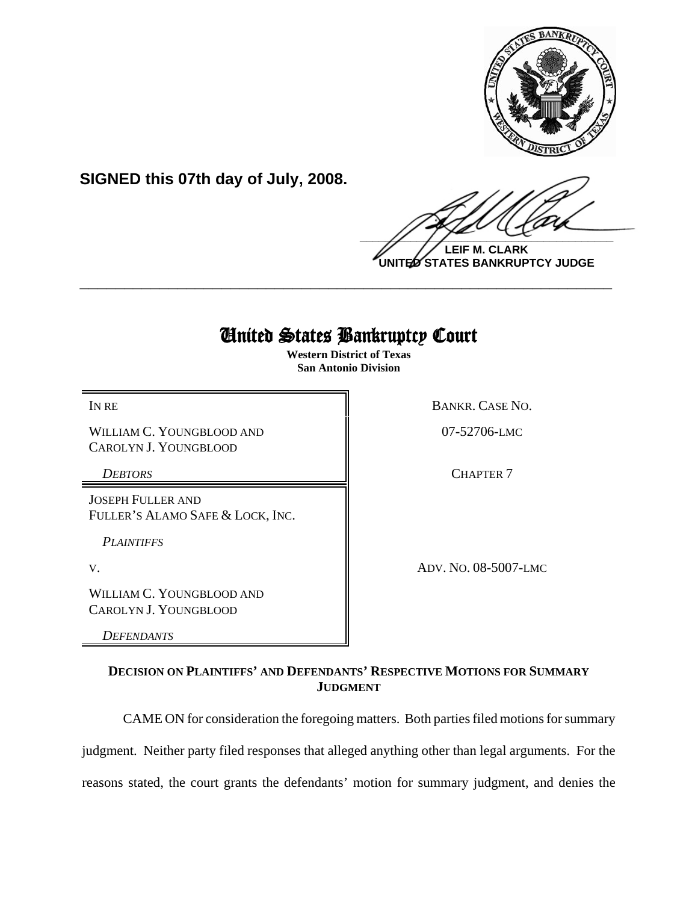**SIGNED this 07th day of July, 2008.**

**LEIF M. CLARK**
**UNITED STATES BANKRUPTCY JUDGE**

---

# United States Bankruptcy Court

**Western District of Texas**
**San Antonio Division**

| | |
|---|---|
| IN RE | BANKR. CASE NO. |
| WILLIAM C. YOUNGBLOOD AND CAROLYN J. YOUNGBLOOD | 07-52706-LMC |
| *DEBTORS* | CHAPTER 7 |
| JOSEPH FULLER AND FULLER'S ALAMO SAFE & LOCK, INC. | |
| *PLAINTIFFS* | |
| V. | ADV. NO. 08-5007-LMC |
| WILLIAM C. YOUNGBLOOD AND CAROLYN J. YOUNGBLOOD | |
| *DEFENDANTS* | |

**DECISION ON PLAINTIFFS' AND DEFENDANTS' RESPECTIVE MOTIONS FOR SUMMARY JUDGMENT**

CAME ON for consideration the foregoing matters. Both parties filed motions for summary judgment. Neither party filed responses that alleged anything other than legal arguments. For the reasons stated, the court grants the defendants' motion for summary judgment, and denies the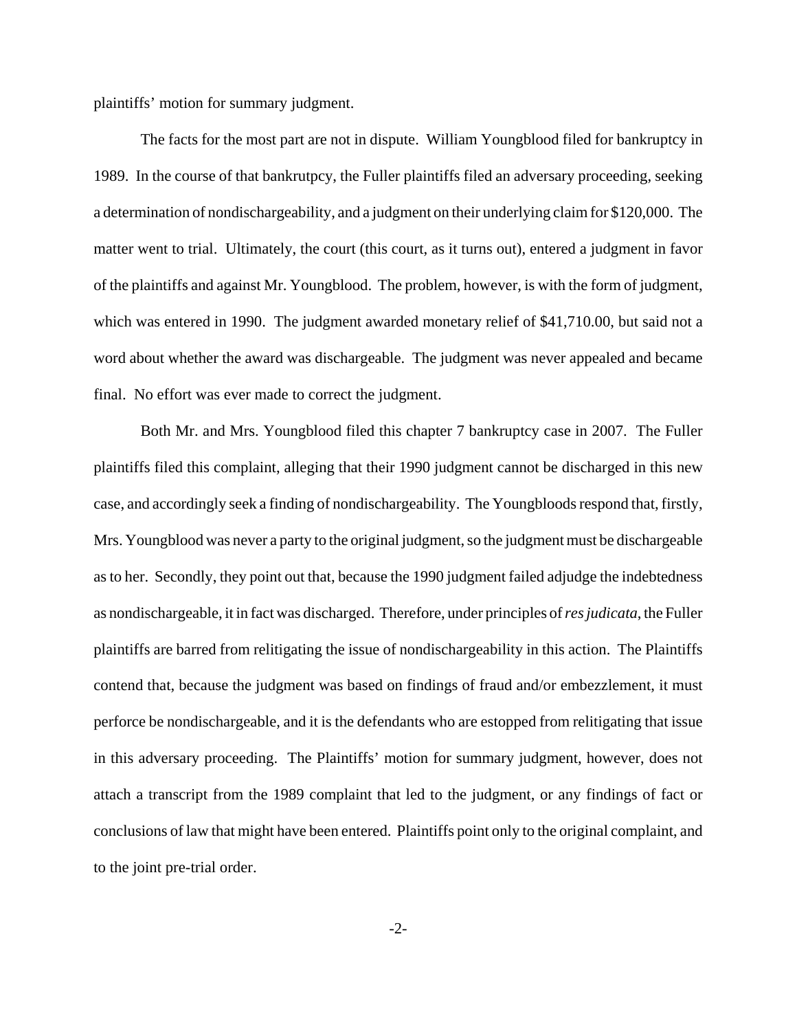plaintiffs' motion for summary judgment.

The facts for the most part are not in dispute. William Youngblood filed for bankruptcy in 1989. In the course of that bankrutpcy, the Fuller plaintiffs filed an adversary proceeding, seeking a determination of nondischargeability, and a judgment on their underlying claim for $120,000. The matter went to trial. Ultimately, the court (this court, as it turns out), entered a judgment in favor of the plaintiffs and against Mr. Youngblood. The problem, however, is with the form of judgment, which was entered in 1990. The judgment awarded monetary relief of $41,710.00, but said not a word about whether the award was dischargeable. The judgment was never appealed and became final. No effort was ever made to correct the judgment.

Both Mr. and Mrs. Youngblood filed this chapter 7 bankruptcy case in 2007. The Fuller plaintiffs filed this complaint, alleging that their 1990 judgment cannot be discharged in this new case, and accordingly seek a finding of nondischargeability. The Youngbloods respond that, firstly, Mrs. Youngblood was never a party to the original judgment, so the judgment must be dischargeable as to her. Secondly, they point out that, because the 1990 judgment failed adjudge the indebtedness as nondischargeable, it in fact was discharged. Therefore, under principles of *res judicata*, the Fuller plaintiffs are barred from relitigating the issue of nondischargeability in this action. The Plaintiffs contend that, because the judgment was based on findings of fraud and/or embezzlement, it must perforce be nondischargeable, and it is the defendants who are estopped from relitigating that issue in this adversary proceeding. The Plaintiffs' motion for summary judgment, however, does not attach a transcript from the 1989 complaint that led to the judgment, or any findings of fact or conclusions of law that might have been entered. Plaintiffs point only to the original complaint, and to the joint pre-trial order.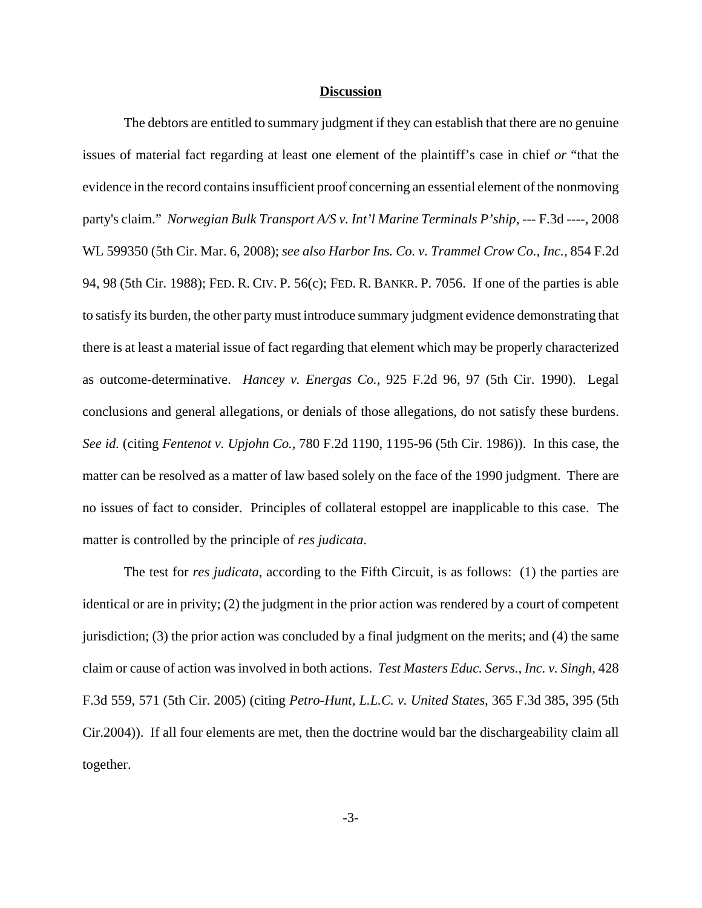**Discussion**

The debtors are entitled to summary judgment if they can establish that there are no genuine issues of material fact regarding at least one element of the plaintiff's case in chief *or* "that the evidence in the record contains insufficient proof concerning an essential element of the nonmoving party's claim." *Norwegian Bulk Transport A/S v. Int'l Marine Terminals P'ship*, --- F.3d ----, 2008 WL 599350 (5th Cir. Mar. 6, 2008); *see also Harbor Ins. Co. v. Trammel Crow Co., Inc.*, 854 F.2d 94, 98 (5th Cir. 1988); FED. R. CIV. P. 56(c); FED. R. BANKR. P. 7056. If one of the parties is able to satisfy its burden, the other party must introduce summary judgment evidence demonstrating that there is at least a material issue of fact regarding that element which may be properly characterized as outcome-determinative. *Hancey v. Energas Co.*, 925 F.2d 96, 97 (5th Cir. 1990). Legal conclusions and general allegations, or denials of those allegations, do not satisfy these burdens. *See id.* (citing *Fentenot v. Upjohn Co.*, 780 F.2d 1190, 1195-96 (5th Cir. 1986)). In this case, the matter can be resolved as a matter of law based solely on the face of the 1990 judgment. There are no issues of fact to consider. Principles of collateral estoppel are inapplicable to this case. The matter is controlled by the principle of *res judicata*.

The test for *res judicata*, according to the Fifth Circuit, is as follows: (1) the parties are identical or are in privity; (2) the judgment in the prior action was rendered by a court of competent jurisdiction; (3) the prior action was concluded by a final judgment on the merits; and (4) the same claim or cause of action was involved in both actions. *Test Masters Educ. Servs., Inc. v. Singh*, 428 F.3d 559, 571 (5th Cir. 2005) (citing *Petro-Hunt, L.L.C. v. United States*, 365 F.3d 385, 395 (5th Cir.2004)). If all four elements are met, then the doctrine would bar the dischargeability claim all together.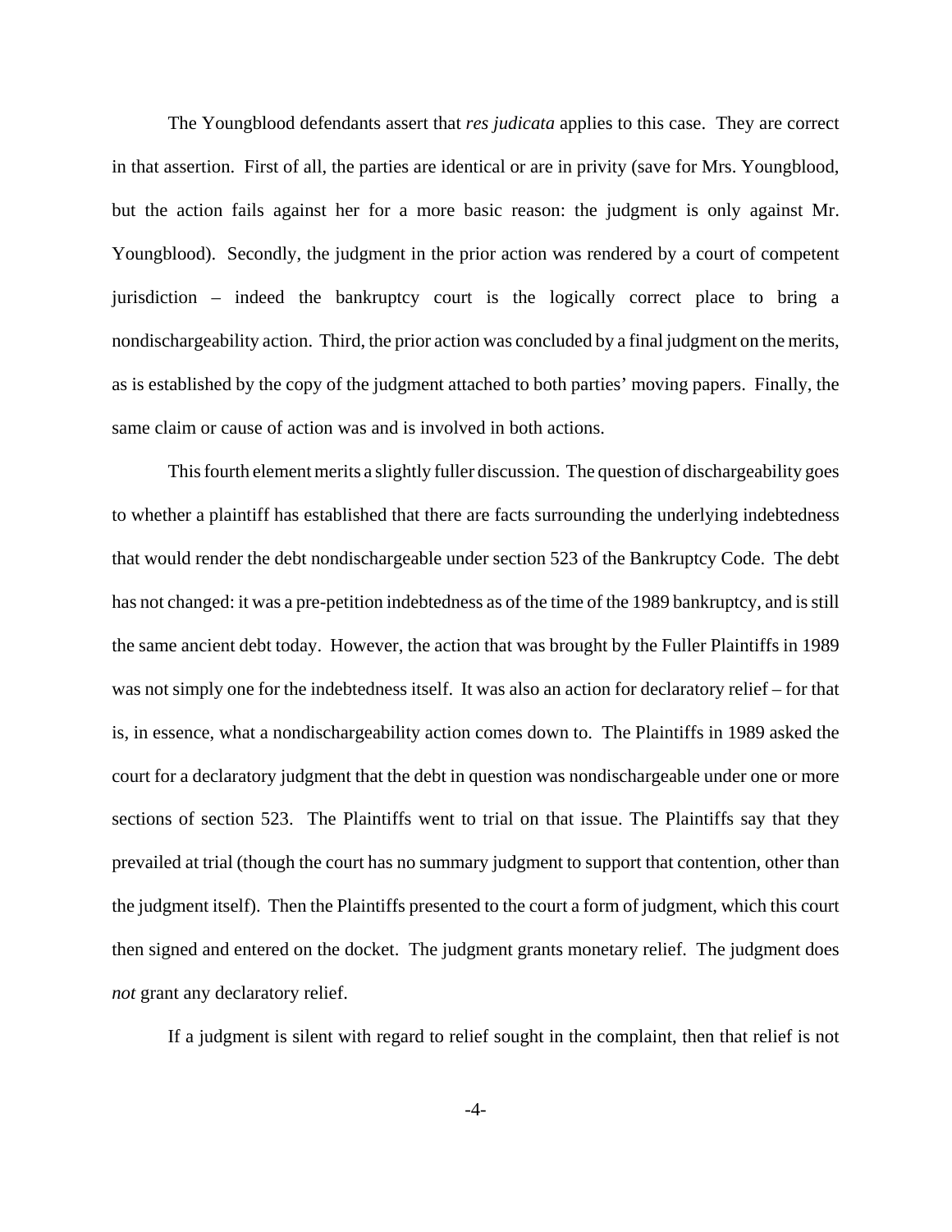The Youngblood defendants assert that *res judicata* applies to this case. They are correct in that assertion. First of all, the parties are identical or are in privity (save for Mrs. Youngblood, but the action fails against her for a more basic reason: the judgment is only against Mr. Youngblood). Secondly, the judgment in the prior action was rendered by a court of competent jurisdiction – indeed the bankruptcy court is the logically correct place to bring a nondischargeability action. Third, the prior action was concluded by a final judgment on the merits, as is established by the copy of the judgment attached to both parties' moving papers. Finally, the same claim or cause of action was and is involved in both actions.

This fourth element merits a slightly fuller discussion. The question of dischargeability goes to whether a plaintiff has established that there are facts surrounding the underlying indebtedness that would render the debt nondischargeable under section 523 of the Bankruptcy Code. The debt has not changed: it was a pre-petition indebtedness as of the time of the 1989 bankruptcy, and is still the same ancient debt today. However, the action that was brought by the Fuller Plaintiffs in 1989 was not simply one for the indebtedness itself. It was also an action for declaratory relief – for that is, in essence, what a nondischargeability action comes down to. The Plaintiffs in 1989 asked the court for a declaratory judgment that the debt in question was nondischargeable under one or more sections of section 523. The Plaintiffs went to trial on that issue. The Plaintiffs say that they prevailed at trial (though the court has no summary judgment to support that contention, other than the judgment itself). Then the Plaintiffs presented to the court a form of judgment, which this court then signed and entered on the docket. The judgment grants monetary relief. The judgment does *not* grant any declaratory relief.

If a judgment is silent with regard to relief sought in the complaint, then that relief is not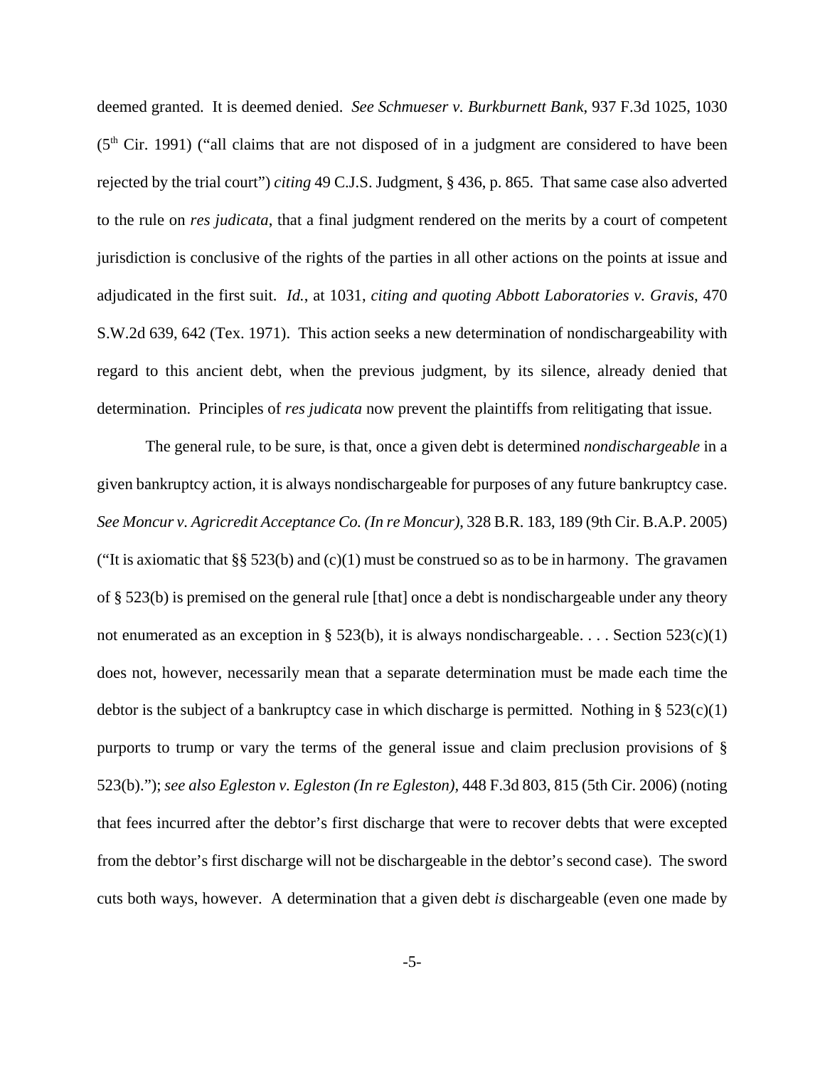deemed granted. It is deemed denied. *See Schmueser v. Burkburnett Bank*, 937 F.3d 1025, 1030 (5th Cir. 1991) ("all claims that are not disposed of in a judgment are considered to have been rejected by the trial court") *citing* 49 C.J.S. Judgment, § 436, p. 865. That same case also adverted to the rule on *res judicata*, that a final judgment rendered on the merits by a court of competent jurisdiction is conclusive of the rights of the parties in all other actions on the points at issue and adjudicated in the first suit. *Id.*, at 1031, *citing and quoting Abbott Laboratories v. Gravis*, 470 S.W.2d 639, 642 (Tex. 1971). This action seeks a new determination of nondischargeability with regard to this ancient debt, when the previous judgment, by its silence, already denied that determination. Principles of *res judicata* now prevent the plaintiffs from relitigating that issue.

The general rule, to be sure, is that, once a given debt is determined *nondischargeable* in a given bankruptcy action, it is always nondischargeable for purposes of any future bankruptcy case. *See Moncur v. Agricredit Acceptance Co. (In re Moncur)*, 328 B.R. 183, 189 (9th Cir. B.A.P. 2005) ("It is axiomatic that §§ 523(b) and (c)(1) must be construed so as to be in harmony. The gravamen of § 523(b) is premised on the general rule [that] once a debt is nondischargeable under any theory not enumerated as an exception in § 523(b), it is always nondischargeable. . . . Section 523(c)(1) does not, however, necessarily mean that a separate determination must be made each time the debtor is the subject of a bankruptcy case in which discharge is permitted. Nothing in § 523(c)(1) purports to trump or vary the terms of the general issue and claim preclusion provisions of § 523(b)."); *see also Egleston v. Egleston (In re Egleston)*, 448 F.3d 803, 815 (5th Cir. 2006) (noting that fees incurred after the debtor's first discharge that were to recover debts that were excepted from the debtor's first discharge will not be dischargeable in the debtor's second case). The sword cuts both ways, however. A determination that a given debt *is* dischargeable (even one made by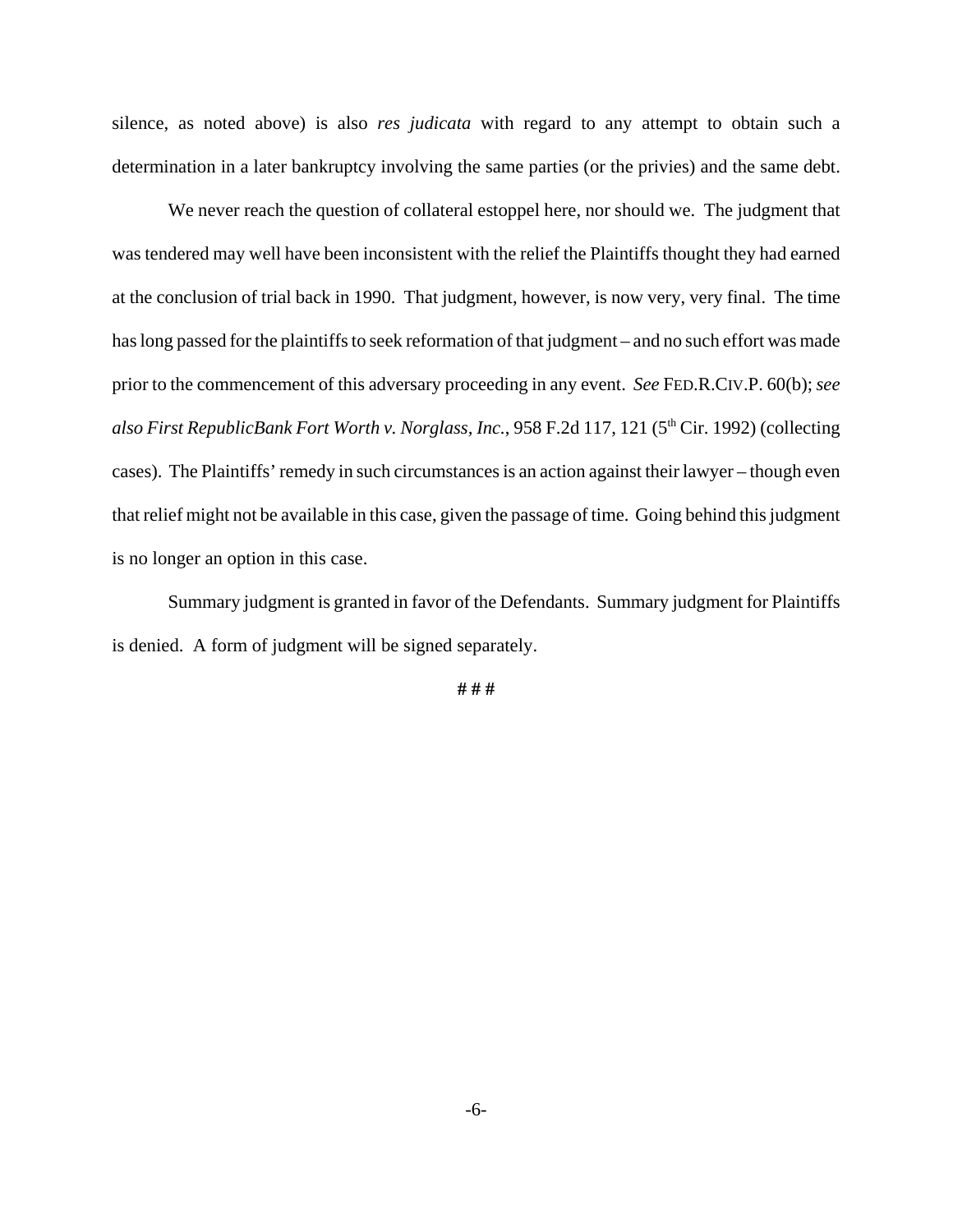silence, as noted above) is also *res judicata* with regard to any attempt to obtain such a determination in a later bankruptcy involving the same parties (or the privies) and the same debt.

We never reach the question of collateral estoppel here, nor should we. The judgment that was tendered may well have been inconsistent with the relief the Plaintiffs thought they had earned at the conclusion of trial back in 1990. That judgment, however, is now very, very final. The time has long passed for the plaintiffs to seek reformation of that judgment – and no such effort was made prior to the commencement of this adversary proceeding in any event. *See* FED.R.CIV.P. 60(b); *see also First RepublicBank Fort Worth v. Norglass, Inc.*, 958 F.2d 117, 121 (5th Cir. 1992) (collecting cases). The Plaintiffs' remedy in such circumstances is an action against their lawyer – though even that relief might not be available in this case, given the passage of time. Going behind this judgment is no longer an option in this case.

Summary judgment is granted in favor of the Defendants. Summary judgment for Plaintiffs is denied. A form of judgment will be signed separately.

# # #